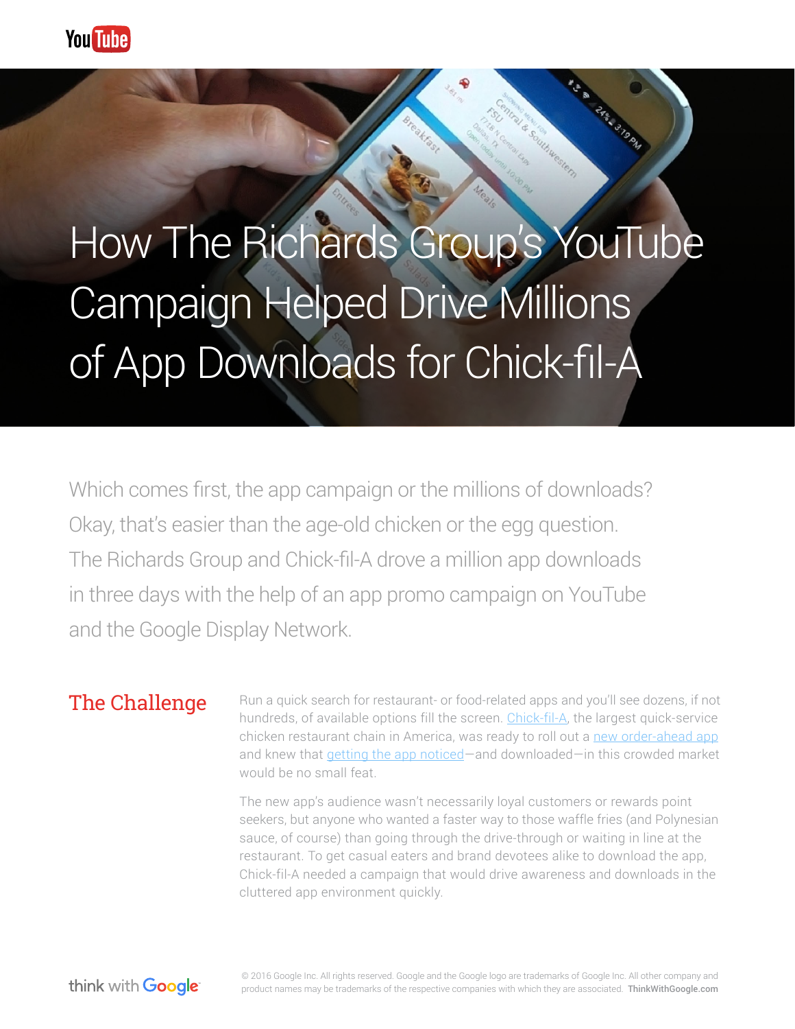# How The Richards Group's YouTube Campaign Helped Drive Millions of App Downloads for Chick-fil-A

Which comes first, the app campaign or the millions of downloads? Okay, that's easier than the age-old chicken or the egg question. The Richards Group and Chick-fil-A drove a million app downloads in three days with the help of an app promo campaign on YouTube and the Google Display Network.

## The Challenge

Run a quick search for restaurant- or food-related apps and you'll see dozens, if not hundreds, of available options fill the screen. Chick-fil-A, the largest quick-service chicken restaurant chain in America, was ready to roll out a new order-ahead app and knew that getting the app noticed—and downloaded—in this crowded market would be no small feat.

The new app's audience wasn't necessarily loyal customers or rewards point seekers, but anyone who wanted a faster way to those waffle fries (and Polynesian sauce, of course) than going through the drive-through or waiting in line at the restaurant. To get casual eaters and brand devotees alike to download the app, Chick-fil-A needed a campaign that would drive awareness and downloads in the cluttered app environment quickly.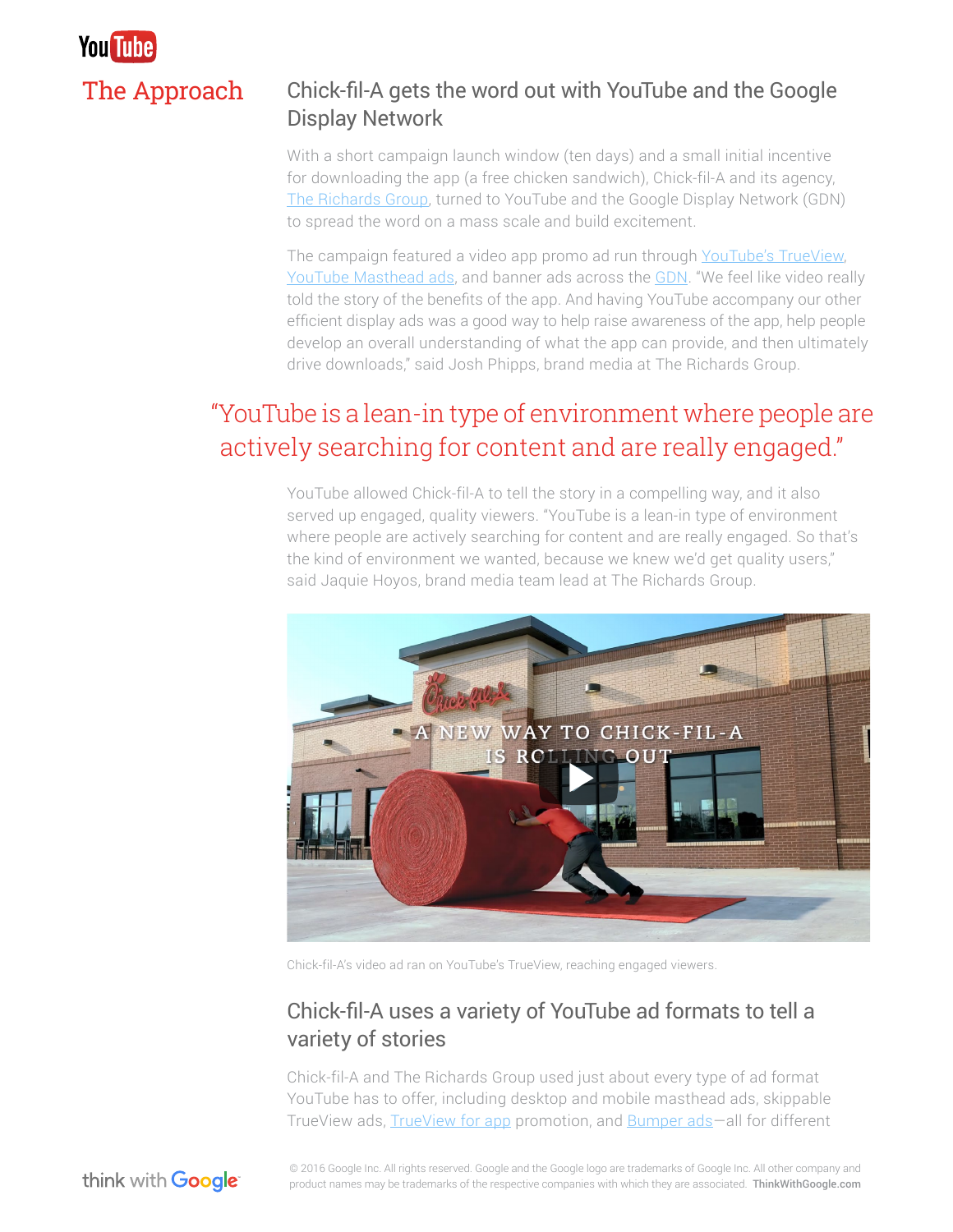## The Approach

### Chick-fil-A gets the word out with YouTube and the Google Display Network

With a short campaign launch window (ten days) and a small initial incentive for downloading the app (a free chicken sandwich), Chick-fil-A and its agency, The Richards Group, turned to YouTube and the Google Display Network (GDN) to spread the word on a mass scale and build excitement.

The campaign featured a video app promo ad run through YouTube's TrueView, YouTube Masthead ads, and banner ads across the GDN. "We feel like video really told the story of the benefits of the app. And having YouTube accompany our other efficient display ads was a good way to help raise awareness of the app, help people develop an overall understanding of what the app can provide, and then ultimately drive downloads," said Josh Phipps, brand media at The Richards Group.

> "YouTube is a lean-in type of environment where people are actively searching for content and are really engaged."

YouTube allowed Chick-fil-A to tell the story in a compelling way, and it also served up engaged, quality viewers. "YouTube is a lean-in type of environment where people are actively searching for content and are really engaged. So that's the kind of environment we wanted, because we knew we'd get quality users," said Jaquie Hoyos, brand media team lead at The Richards Group.

Chick-fil-A's video ad ran on YouTube's TrueView, reaching engaged viewers.

### Chick-fil-A uses a variety of YouTube ad formats to tell a variety of stories

Chick-fil-A and The Richards Group used just about every type of ad format YouTube has to offer, including desktop and mobile masthead ads, skippable TrueView ads, TrueView for app promotion, and Bumper ads—all for different

© 2016 Google Inc. All rights reserved. Google and the Google logo are trademarks of Google Inc. All other company and product names may be trademarks of the respective companies with which they are associated. ThinkWithGoogle.com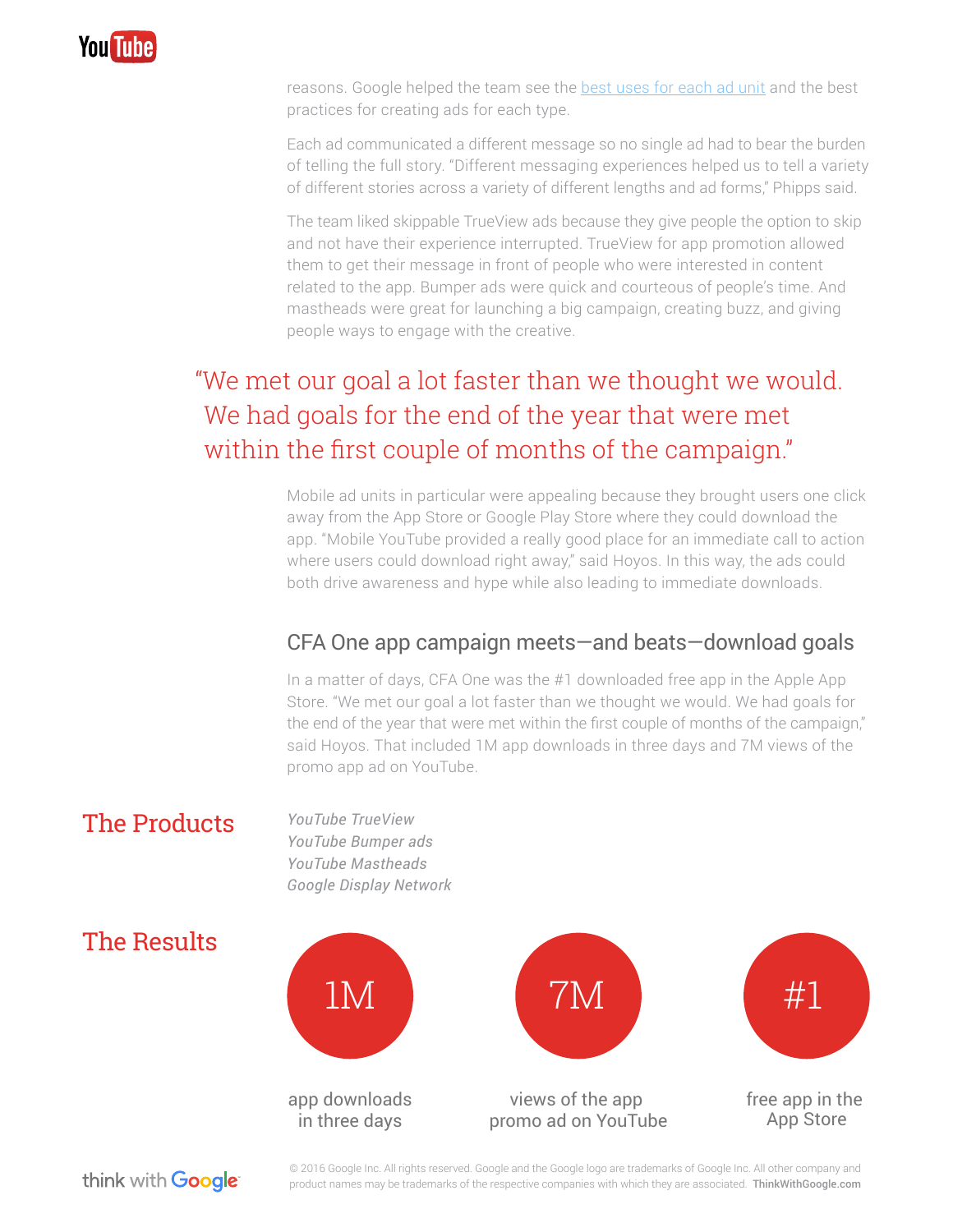reasons. Google helped the team see the [best uses for each ad unit] and the best practices for creating ads for each type.

Each ad communicated a different message so no single ad had to bear the burden of telling the full story. "Different messaging experiences helped us to tell a variety of different stories across a variety of different lengths and ad forms," Phipps said.

The team liked skippable TrueView ads because they give people the option to skip and not have their experience interrupted. TrueView for app promotion allowed them to get their message in front of people who were interested in content related to the app. Bumper ads were quick and courteous of people's time. And mastheads were great for launching a big campaign, creating buzz, and giving people ways to engage with the creative.

> "We met our goal a lot faster than we thought we would. We had goals for the end of the year that were met within the first couple of months of the campaign."

Mobile ad units in particular were appealing because they brought users one click away from the App Store or Google Play Store where they could download the app. "Mobile YouTube provided a really good place for an immediate call to action where users could download right away," said Hoyos. In this way, the ads could both drive awareness and hype while also leading to immediate downloads.

## CFA One app campaign meets—and beats—download goals

In a matter of days, CFA One was the #1 downloaded free app in the Apple App Store. "We met our goal a lot faster than we thought we would. We had goals for the end of the year that were met within the first couple of months of the campaign," said Hoyos. That included 1M app downloads in three days and 7M views of the promo app ad on YouTube.

## The Products

*YouTube TrueView*
*YouTube Bumper ads*
*YouTube Mastheads*
*Google Display Network*

## The Results

1M
app downloads in three days

7M
views of the app promo ad on YouTube

#1
free app in the App Store

think with Google

© 2016 Google Inc. All rights reserved. Google and the Google logo are trademarks of Google Inc. All other company and product names may be trademarks of the respective companies with which they are associated. ThinkWithGoogle.com